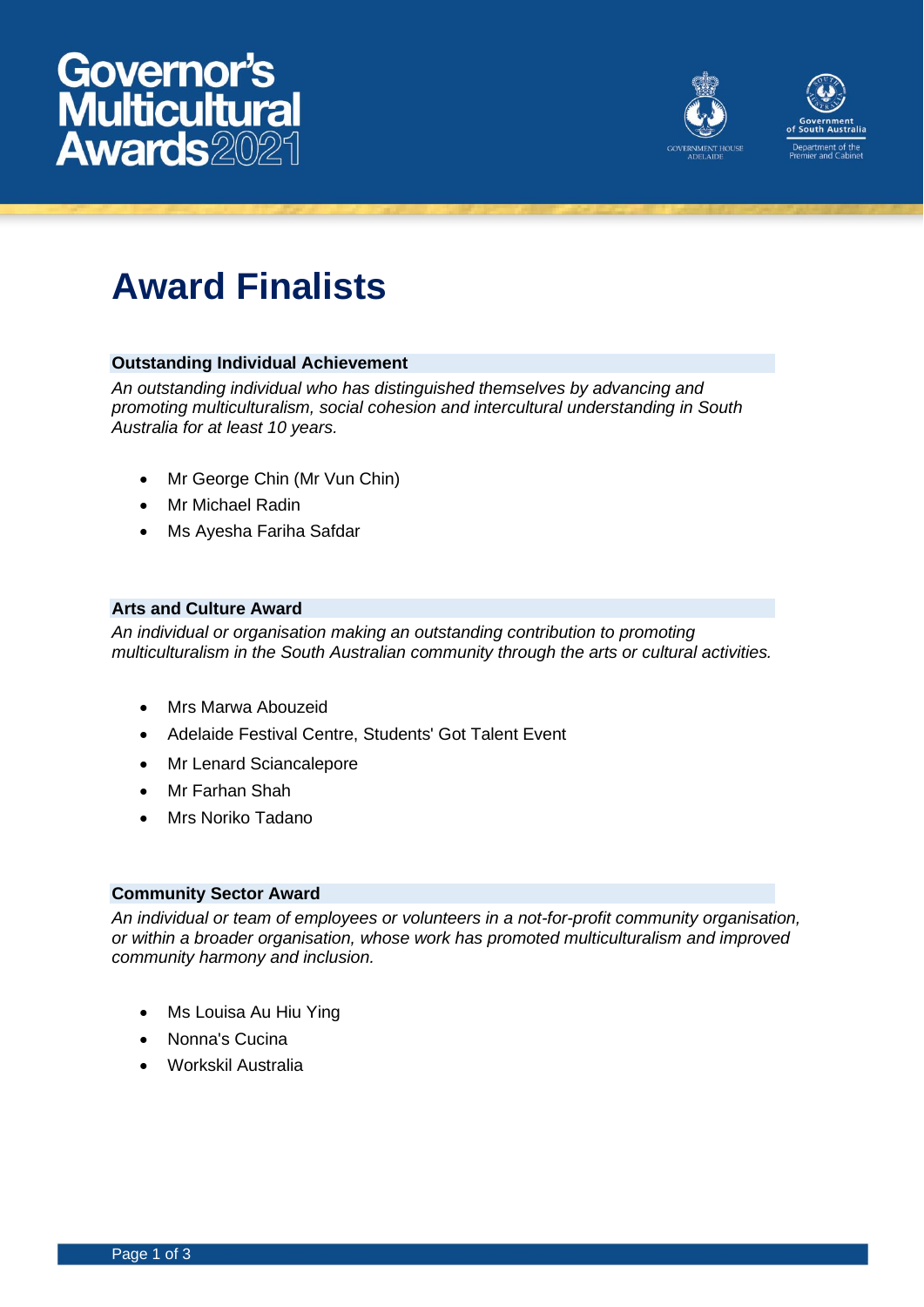# Governor's Multicultural Awards 2021

Government House Adelaide

Government of South Australia
Department of the Premier and Cabinet

## Award Finalists

### Outstanding Individual Achievement

*An outstanding individual who has distinguished themselves by advancing and promoting multiculturalism, social cohesion and intercultural understanding in South Australia for at least 10 years.*

- Mr George Chin (Mr Vun Chin)
- Mr Michael Radin
- Ms Ayesha Fariha Safdar

### Arts and Culture Award

*An individual or organisation making an outstanding contribution to promoting multiculturalism in the South Australian community through the arts or cultural activities.*

- Mrs Marwa Abouzeid
- Adelaide Festival Centre, Students' Got Talent Event
- Mr Lenard Sciancalepore
- Mr Farhan Shah
- Mrs Noriko Tadano

### Community Sector Award

*An individual or team of employees or volunteers in a not-for-profit community organisation, or within a broader organisation, whose work has promoted multiculturalism and improved community harmony and inclusion.*

- Ms Louisa Au Hiu Ying
- Nonna's Cucina
- Workskil Australia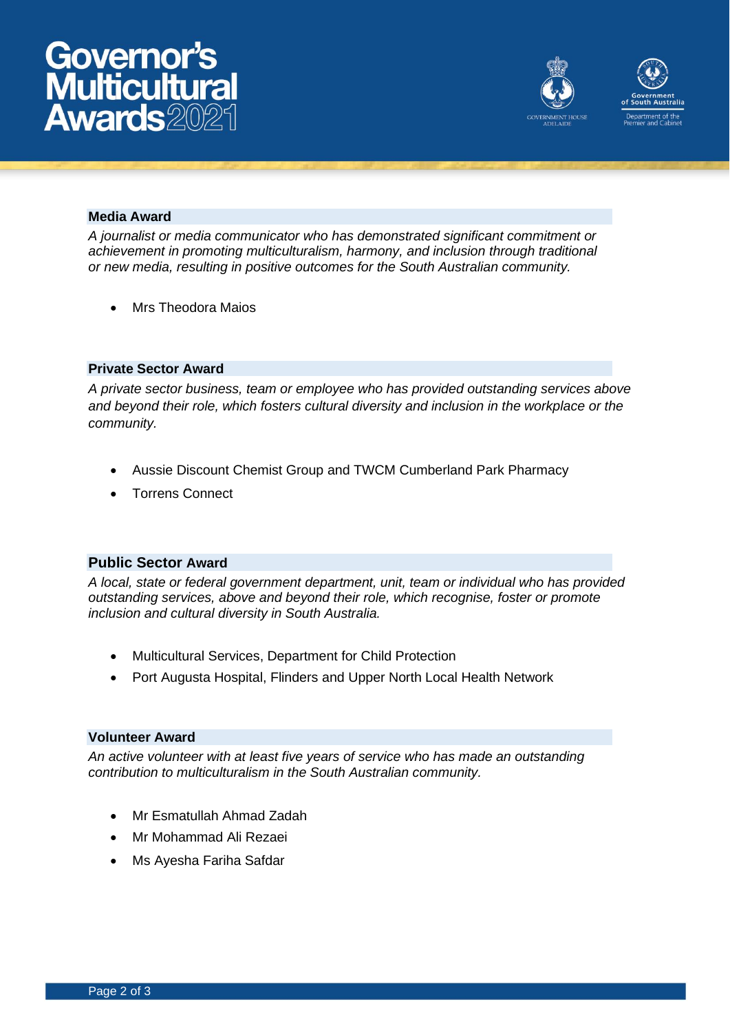### Media Award

*A journalist or media communicator who has demonstrated significant commitment or achievement in promoting multiculturalism, harmony, and inclusion through traditional or new media, resulting in positive outcomes for the South Australian community.*

- Mrs Theodora Maios

### Private Sector Award

*A private sector business, team or employee who has provided outstanding services above and beyond their role, which fosters cultural diversity and inclusion in the workplace or the community.*

- Aussie Discount Chemist Group and TWCM Cumberland Park Pharmacy
- Torrens Connect

### Public Sector Award

*A local, state or federal government department, unit, team or individual who has provided outstanding services, above and beyond their role, which recognise, foster or promote inclusion and cultural diversity in South Australia.*

- Multicultural Services, Department for Child Protection
- Port Augusta Hospital, Flinders and Upper North Local Health Network

### Volunteer Award

*An active volunteer with at least five years of service who has made an outstanding contribution to multiculturalism in the South Australian community.*

- Mr Esmatullah Ahmad Zadah
- Mr Mohammad Ali Rezaei
- Ms Ayesha Fariha Safdar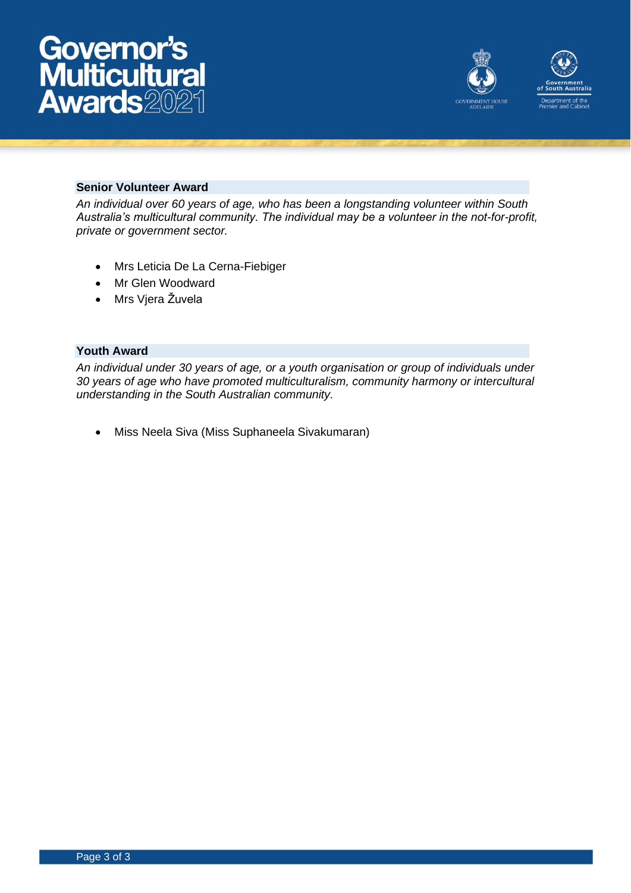### Senior Volunteer Award

*An individual over 60 years of age, who has been a longstanding volunteer within South Australia's multicultural community. The individual may be a volunteer in the not-for-profit, private or government sector.*

- Mrs Leticia De La Cerna-Fiebiger
- Mr Glen Woodward
- Mrs Vjera Žuvela

### Youth Award

*An individual under 30 years of age, or a youth organisation or group of individuals under 30 years of age who have promoted multiculturalism, community harmony or intercultural understanding in the South Australian community.*

- Miss Neela Siva (Miss Suphaneela Sivakumaran)